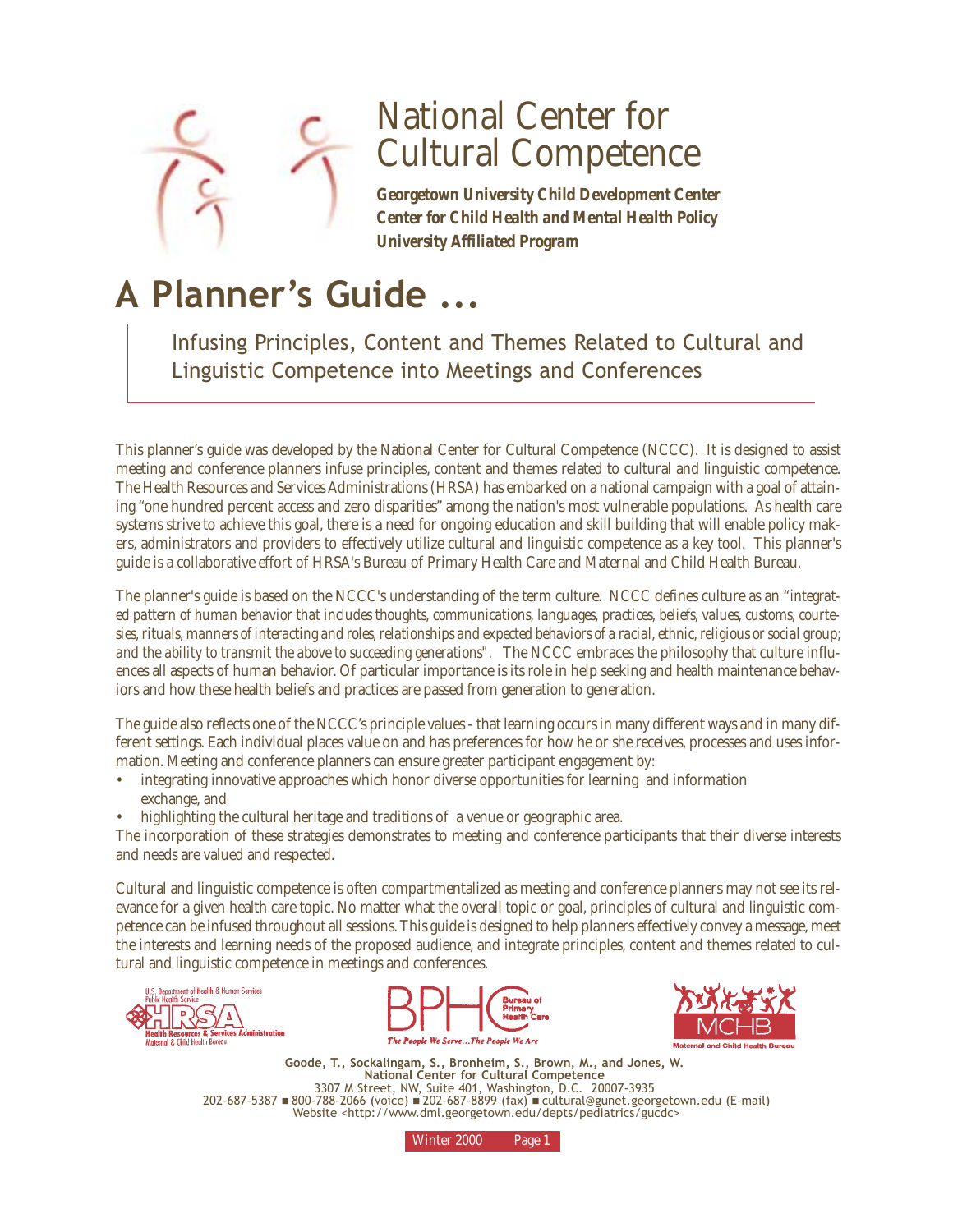# National Center for Cultural Competence

***Georgetown University Child Development Center***
***Center for Child Health and Mental Health Policy***
***University Affiliated Program***

# A Planner's Guide ...

## Infusing Principles, Content and Themes Related to Cultural and Linguistic Competence into Meetings and Conferences

This planner's guide was developed by the National Center for Cultural Competence (NCCC). It is designed to assist meeting and conference planners infuse principles, content and themes related to cultural and linguistic competence. The Health Resources and Services Administrations (HRSA) has embarked on a national campaign with a goal of attaining "one hundred percent access and zero disparities" among the nation's most vulnerable populations. As health care systems strive to achieve this goal, there is a need for ongoing education and skill building that will enable policy makers, administrators and providers to effectively utilize cultural and linguistic competence as a key tool. This planner's guide is a collaborative effort of HRSA's Bureau of Primary Health Care and Maternal and Child Health Bureau.

The planner's guide is based on the NCCC's understanding of the term culture. NCCC defines culture as an "*integrated pattern of human behavior that includes thoughts, communications, languages, practices, beliefs, values, customs, courtesies, rituals, manners of interacting and roles, relationships and expected behaviors of a racial, ethnic, religious or social group; and the ability to transmit the above to succeeding generations*". The NCCC embraces the philosophy that culture influences all aspects of human behavior. Of particular importance is its role in help seeking and health maintenance behaviors and how these health beliefs and practices are passed from generation to generation.

The guide also reflects one of the NCCC's principle values - that learning occurs in many different ways and in many different settings. Each individual places value on and has preferences for how he or she receives, processes and uses information. Meeting and conference planners can ensure greater participant engagement by:

- integrating innovative approaches which honor diverse opportunities for learning and information exchange, and
- highlighting the cultural heritage and traditions of a venue or geographic area.

The incorporation of these strategies demonstrates to meeting and conference participants that their diverse interests and needs are valued and respected.

Cultural and linguistic competence is often compartmentalized as meeting and conference planners may not see its relevance for a given health care topic. No matter what the overall topic or goal, principles of cultural and linguistic competence can be infused throughout all sessions. This guide is designed to help planners effectively convey a message, meet the interests and learning needs of the proposed audience, and integrate principles, content and themes related to cultural and linguistic competence in meetings and conferences.

U.S. Department of Health & Human Services, Public Health Service — HRSA Health Resources & Services Administration, Maternal & Child Health Bureau

BPHC Bureau of Primary Health Care — *The People We Serve...The People We Are*

MCHB Maternal and Child Health Bureau

**Goode, T., Sockalingam, S., Bronheim, S., Brown, M., and Jones, W.**
**National Center for Cultural Competence**
3307 M Street, NW, Suite 401, Washington, D.C. 20007-3935
202-687-5387 ■ 800-788-2066 (voice) ■ 202-687-8899 (fax) ■ cultural@gunet.georgetown.edu (E-mail)
Website <http://www.dml.georgetown.edu/depts/pediatrics/gucdc>

Winter 2000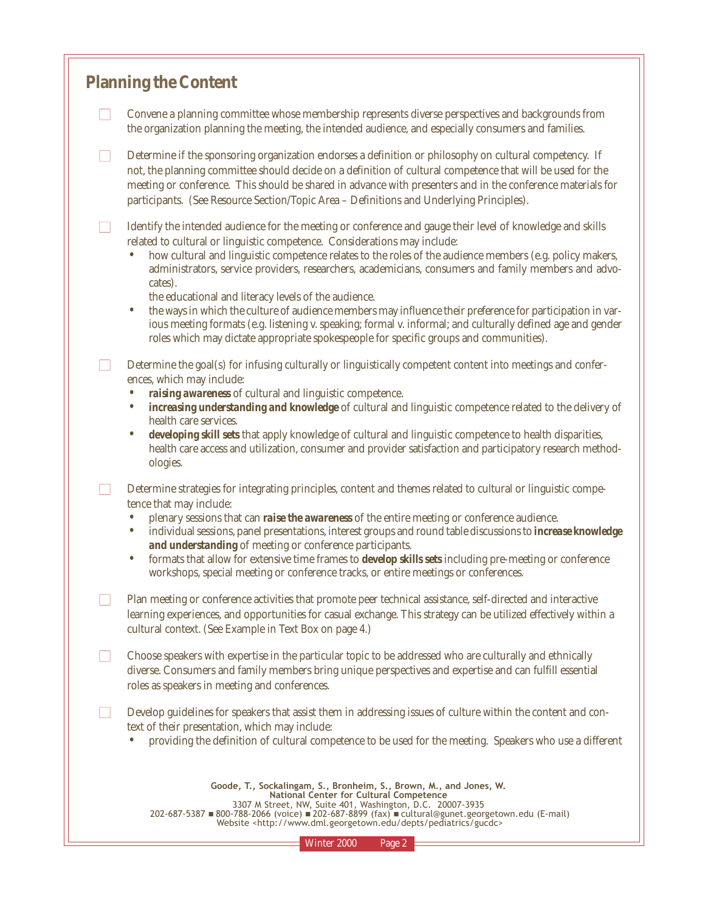## Planning the Content

- ☐ Convene a planning committee whose membership represents diverse perspectives and backgrounds from the organization planning the meeting, the intended audience, and especially consumers and families.

- ☐ Determine if the sponsoring organization endorses a definition or philosophy on cultural competency. If not, the planning committee should decide on a definition of cultural competence that will be used for the meeting or conference. This should be shared in advance with presenters and in the conference materials for participants. (See Resource Section/Topic Area – Definitions and Underlying Principles).

- ☐ Identify the intended audience for the meeting or conference and gauge their level of knowledge and skills related to cultural or linguistic competence. Considerations may include:
  - how cultural and linguistic competence relates to the roles of the audience members (e.g. policy makers, administrators, service providers, researchers, academicians, consumers and family members and advocates).
  
    the educational and literacy levels of the audience.
  - the ways in which the culture of audience members may influence their preference for participation in various meeting formats (e.g. listening v. speaking; formal v. informal; and culturally defined age and gender roles which may dictate appropriate spokespeople for specific groups and communities).

- ☐ Determine the goal(s) for infusing culturally or linguistically competent content into meetings and conferences, which may include:
  - ***raising awareness*** of cultural and linguistic competence.
  - ***increasing understanding and knowledge*** of cultural and linguistic competence related to the delivery of health care services.
  - ***developing skill sets*** that apply knowledge of cultural and linguistic competence to health disparities, health care access and utilization, consumer and provider satisfaction and participatory research methodologies.

- ☐ Determine strategies for integrating principles, content and themes related to cultural or linguistic competence that may include:
  - plenary sessions that can ***raise the awareness*** of the entire meeting or conference audience.
  - individual sessions, panel presentations, interest groups and round table discussions to ***increase knowledge and understanding*** of meeting or conference participants.
  - formats that allow for extensive time frames to ***develop skills sets*** including pre-meeting or conference workshops, special meeting or conference tracks, or entire meetings or conferences.

- ☐ Plan meeting or conference activities that promote peer technical assistance, self-directed and interactive learning experiences, and opportunities for casual exchange. This strategy can be utilized effectively within a cultural context. (See Example in Text Box on page 4.)

- ☐ Choose speakers with expertise in the particular topic to be addressed who are culturally and ethnically diverse. Consumers and family members bring unique perspectives and expertise and can fulfill essential roles as speakers in meeting and conferences.

- ☐ Develop guidelines for speakers that assist them in addressing issues of culture within the content and context of their presentation, which may include:
  - providing the definition of cultural competence to be used for the meeting. Speakers who use a different

**Goode, T., Sockalingam, S., Bronheim, S., Brown, M., and Jones, W.**
**National Center for Cultural Competence**
3307 M Street, NW, Suite 401, Washington, D.C. 20007-3935
202-687-5387 ■ 800-788-2066 (voice) ■ 202-687-8899 (fax) ■ cultural@gunet.georgetown.edu (E-mail)
Website <http://www.dml.georgetown.edu/depts/pediatrics/gucdc>

Winter 2000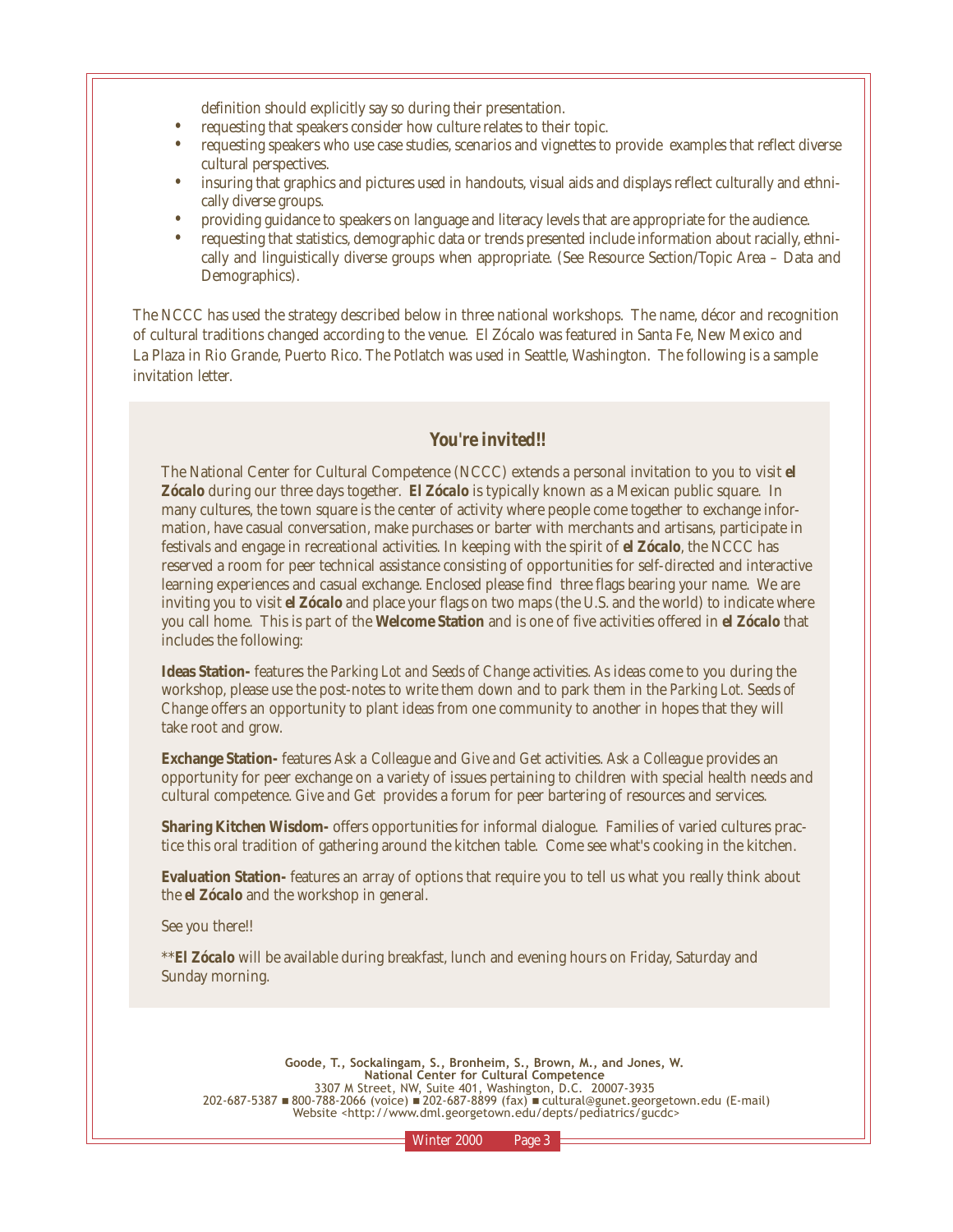definition should explicitly say so during their presentation.

- requesting that speakers consider how culture relates to their topic.
- requesting speakers who use case studies, scenarios and vignettes to provide examples that reflect diverse cultural perspectives.
- insuring that graphics and pictures used in handouts, visual aids and displays reflect culturally and ethnically diverse groups.
- providing guidance to speakers on language and literacy levels that are appropriate for the audience.
- requesting that statistics, demographic data or trends presented include information about racially, ethnically and linguistically diverse groups when appropriate. (See Resource Section/Topic Area – Data and Demographics).

The NCCC has used the strategy described below in three national workshops. The name, décor and recognition of cultural traditions changed according to the venue. El Zócalo was featured in Santa Fe, New Mexico and La Plaza in Rio Grande, Puerto Rico. The Potlatch was used in Seattle, Washington. The following is a sample invitation letter.

### *You're invited!!*

The National Center for Cultural Competence (NCCC) extends a personal invitation to you to visit ***el Zócalo*** during our three days together. ***El Zócalo*** is typically known as a Mexican public square. In many cultures, the town square is the center of activity where people come together to exchange information, have casual conversation, make purchases or barter with merchants and artisans, participate in festivals and engage in recreational activities. In keeping with the spirit of ***el Zócalo***, the NCCC has reserved a room for peer technical assistance consisting of opportunities for self-directed and interactive learning experiences and casual exchange. Enclosed please find three flags bearing your name. We are inviting you to visit ***el Zócalo*** and place your flags on two maps (the U.S. and the world) to indicate where you call home. This is part of the **Welcome Station** and is one of five activities offered in ***el Zócalo*** that includes the following:

**Ideas Station-** features the *Parking Lot and Seeds of Change* activities. As ideas come to you during the workshop, please use the post-notes to write them down and to park them in the *Parking Lot. Seeds of Change* offers an opportunity to plant ideas from one community to another in hopes that they will take root and grow.

**Exchange Station-** features *Ask a Colleague* and *Give and Get* activities. *Ask a Colleague* provides an opportunity for peer exchange on a variety of issues pertaining to children with special health needs and cultural competence. *Give and Get* provides a forum for peer bartering of resources and services.

**Sharing Kitchen Wisdom-** offers opportunities for informal dialogue. Families of varied cultures practice this oral tradition of gathering around the kitchen table. Come see what's cooking in the kitchen.

**Evaluation Station-** features an array of options that require you to tell us what you really think about the ***el Zócalo*** and the workshop in general.

See you there!!

**\*\****El Zócalo*** will be available during breakfast, lunch and evening hours on Friday, Saturday and Sunday morning.

**Goode, T., Sockalingam, S., Bronheim, S., Brown, M., and Jones, W.**
**National Center for Cultural Competence**
3307 M Street, NW, Suite 401, Washington, D.C. 20007-3935
202-687-5387 ■ 800-788-2066 (voice) ■ 202-687-8899 (fax) ■ cultural@gunet.georgetown.edu (E-mail)
Website <http://www.dml.georgetown.edu/depts/pediatrics/gucdc>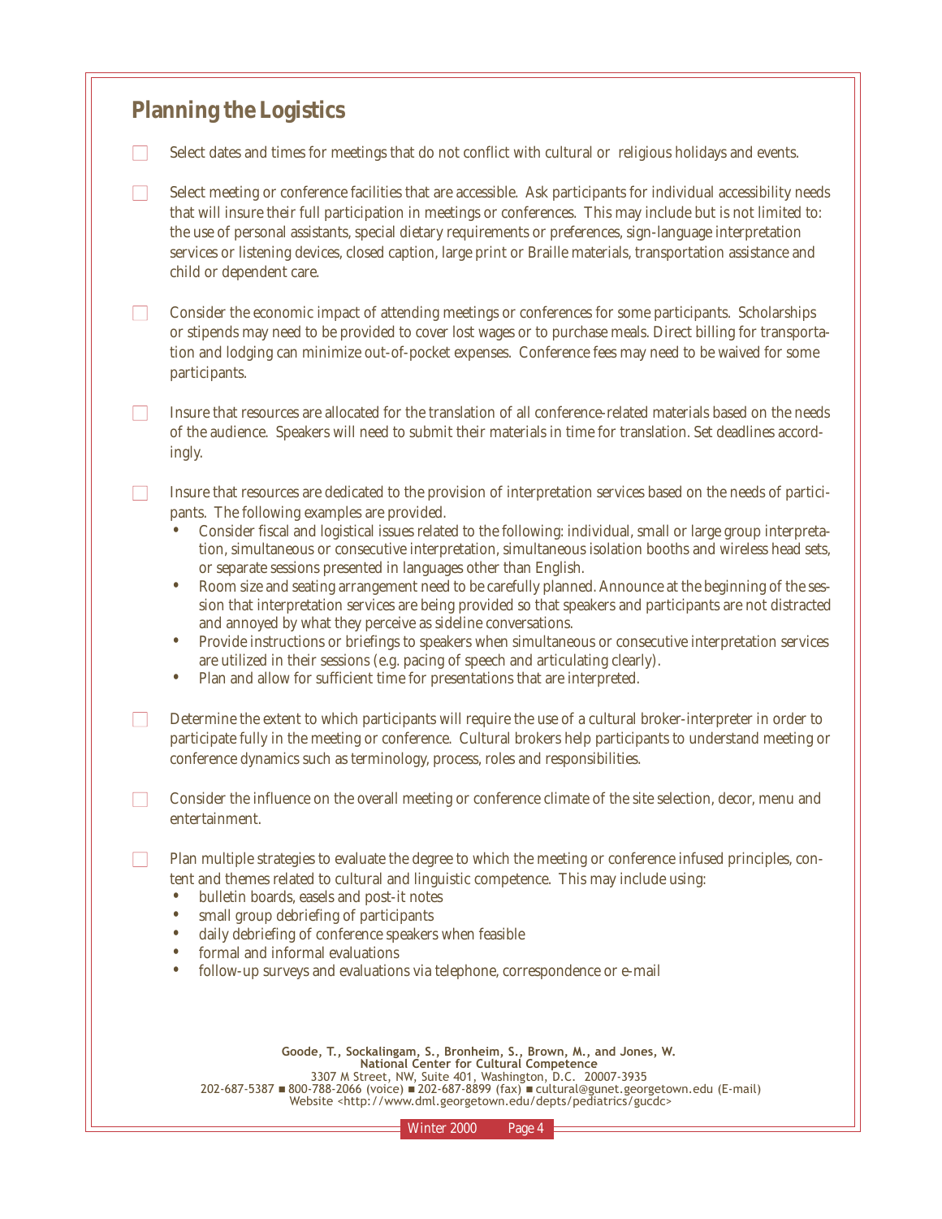## Planning the Logistics

- [ ] Select dates and times for meetings that do not conflict with cultural or religious holidays and events.

- [ ] Select meeting or conference facilities that are accessible. Ask participants for individual accessibility needs that will insure their full participation in meetings or conferences. This may include but is not limited to: the use of personal assistants, special dietary requirements or preferences, sign-language interpretation services or listening devices, closed caption, large print or Braille materials, transportation assistance and child or dependent care.

- [ ] Consider the economic impact of attending meetings or conferences for some participants. Scholarships or stipends may need to be provided to cover lost wages or to purchase meals. Direct billing for transportation and lodging can minimize out-of-pocket expenses. Conference fees may need to be waived for some participants.

- [ ] Insure that resources are allocated for the translation of all conference-related materials based on the needs of the audience. Speakers will need to submit their materials in time for translation. Set deadlines accordingly.

- [ ] Insure that resources are dedicated to the provision of interpretation services based on the needs of participants. The following examples are provided.
  - Consider fiscal and logistical issues related to the following: individual, small or large group interpretation, simultaneous or consecutive interpretation, simultaneous isolation booths and wireless head sets, or separate sessions presented in languages other than English.
  - Room size and seating arrangement need to be carefully planned. Announce at the beginning of the session that interpretation services are being provided so that speakers and participants are not distracted and annoyed by what they perceive as sideline conversations.
  - Provide instructions or briefings to speakers when simultaneous or consecutive interpretation services are utilized in their sessions (e.g. pacing of speech and articulating clearly).
  - Plan and allow for sufficient time for presentations that are interpreted.

- [ ] Determine the extent to which participants will require the use of a cultural broker-interpreter in order to participate fully in the meeting or conference. Cultural brokers help participants to understand meeting or conference dynamics such as terminology, process, roles and responsibilities.

- [ ] Consider the influence on the overall meeting or conference climate of the site selection, decor, menu and entertainment.

- [ ] Plan multiple strategies to evaluate the degree to which the meeting or conference infused principles, content and themes related to cultural and linguistic competence. This may include using:
  - bulletin boards, easels and post-it notes
  - small group debriefing of participants
  - daily debriefing of conference speakers when feasible
  - formal and informal evaluations
  - follow-up surveys and evaluations via telephone, correspondence or e-mail

**Goode, T., Sockalingam, S., Bronheim, S., Brown, M., and Jones, W.**
**National Center for Cultural Competence**
3307 M Street, NW, Suite 401, Washington, D.C. 20007-3935
202-687-5387 ■ 800-788-2066 (voice) ■ 202-687-8899 (fax) ■ cultural@gunet.georgetown.edu (E-mail)
Website <http://www.dml.georgetown.edu/depts/pediatrics/gucdc>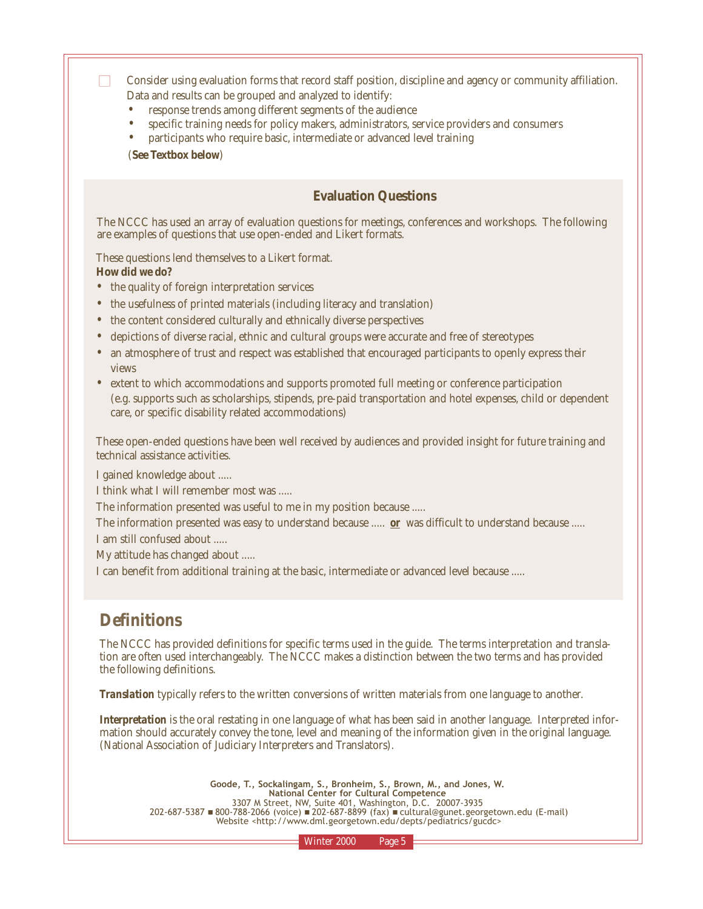- [ ] Consider using evaluation forms that record staff position, discipline and agency or community affiliation. Data and results can be grouped and analyzed to identify:
    - response trends among different segments of the audience
    - specific training needs for policy makers, administrators, service providers and consumers
    - participants who require basic, intermediate or advanced level training

  (**See Textbox below**)

### Evaluation Questions

The NCCC has used an array of evaluation questions for meetings, conferences and workshops. The following are examples of questions that use open-ended and Likert formats.

These questions lend themselves to a Likert format.
***How did we do?***

- the quality of foreign interpretation services
- the usefulness of printed materials (including literacy and translation)
- the content considered culturally and ethnically diverse perspectives
- depictions of diverse racial, ethnic and cultural groups were accurate and free of stereotypes
- an atmosphere of trust and respect was established that encouraged participants to openly express their views
- extent to which accommodations and supports promoted full meeting or conference participation (e.g. supports such as scholarships, stipends, pre-paid transportation and hotel expenses, child or dependent care, or specific disability related accommodations)

These open-ended questions have been well received by audiences and provided insight for future training and technical assistance activities.

I gained knowledge about .....

I think what I will remember most was .....

The information presented was useful to me in my position because .....

The information presented was easy to understand because ..... **or** was difficult to understand because .....

I am still confused about .....

My attitude has changed about .....

I can benefit from additional training at the basic, intermediate or advanced level because .....

## Definitions

The NCCC has provided definitions for specific terms used in the guide. The terms interpretation and translation are often used interchangeably. The NCCC makes a distinction between the two terms and has provided the following definitions.

***Translation*** typically refers to the written conversions of written materials from one language to another.

***Interpretation*** is the oral restating in one language of what has been said in another language. Interpreted information should accurately convey the tone, level and meaning of the information given in the original language. (National Association of Judiciary Interpreters and Translators).

**Goode, T., Sockalingam, S., Bronheim, S., Brown, M., and Jones, W.**
**National Center for Cultural Competence**
3307 M Street, NW, Suite 401, Washington, D.C. 20007-3935
202-687-5387 ■ 800-788-2066 (voice) ■ 202-687-8899 (fax) ■ cultural@gunet.georgetown.edu (E-mail)
Website <http://www.dml.georgetown.edu/depts/pediatrics/gucdc>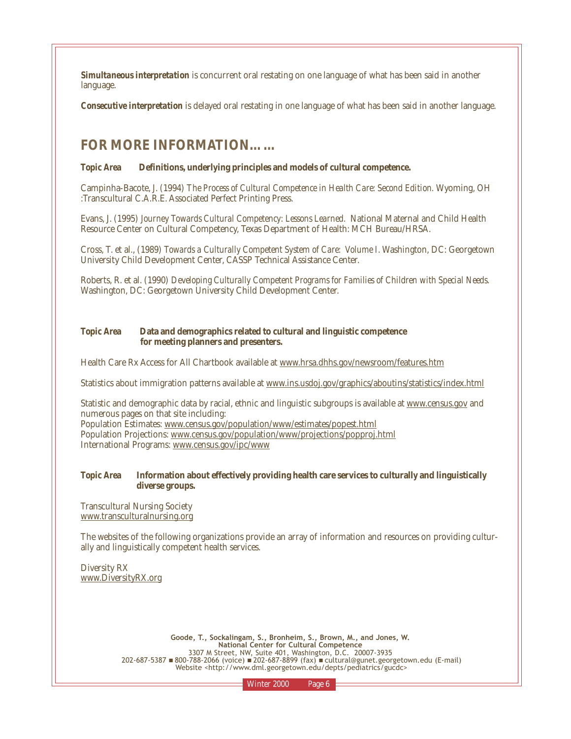***Simultaneous interpretation*** is concurrent oral restating on one language of what has been said in another language.

***Consecutive interpretation*** is delayed oral restating in one language of what has been said in another language.

## FOR MORE INFORMATION……

***Topic Area*** **Definitions, underlying principles and models of cultural competence.**

Campinha-Bacote, J. (1994) *The Process of Cultural Competence in Health Care: Second Edition.* Wyoming, OH :Transcultural C.A.R.E. Associated Perfect Printing Press.

Evans, J. (1995) *Journey Towards Cultural Competency: Lessons Learned.* National Maternal and Child Health Resource Center on Cultural Competency, Texas Department of Health: MCH Bureau/HRSA.

Cross, T. et al., (1989) *Towards a Culturally Competent System of Care: Volume I.* Washington, DC: Georgetown University Child Development Center, CASSP Technical Assistance Center.

Roberts, R. et al. (1990) *Developing Culturally Competent Programs for Families of Children with Special Needs.* Washington, DC: Georgetown University Child Development Center.

***Topic Area*** **Data and demographics related to cultural and linguistic competence for meeting planners and presenters.**

Health Care Rx Access for All Chartbook available at www.hrsa.dhhs.gov/newsroom/features.htm

Statistics about immigration patterns available at www.ins.usdoj.gov/graphics/aboutins/statistics/index.html

Statistic and demographic data by racial, ethnic and linguistic subgroups is available at www.census.gov and numerous pages on that site including:
Population Estimates: www.census.gov/population/www/estimates/popest.html
Population Projections: www.census.gov/population/www/projections/popproj.html
International Programs: www.census.gov/ipc/www

***Topic Area*** **Information about effectively providing health care services to culturally and linguistically diverse groups.**

Transcultural Nursing Society
www.transculturalnursing.org

The websites of the following organizations provide an array of information and resources on providing culturally and linguistically competent health services.

Diversity RX
www.DiversityRX.org

**Goode, T., Sockalingam, S., Bronheim, S., Brown, M., and Jones, W.**
**National Center for Cultural Competence**
3307 M Street, NW, Suite 401, Washington, D.C. 20007-3935
202-687-5387 ■ 800-788-2066 (voice) ■ 202-687-8899 (fax) ■ cultural@gunet.georgetown.edu (E-mail)
Website <http://www.dml.georgetown.edu/depts/pediatrics/gucdc>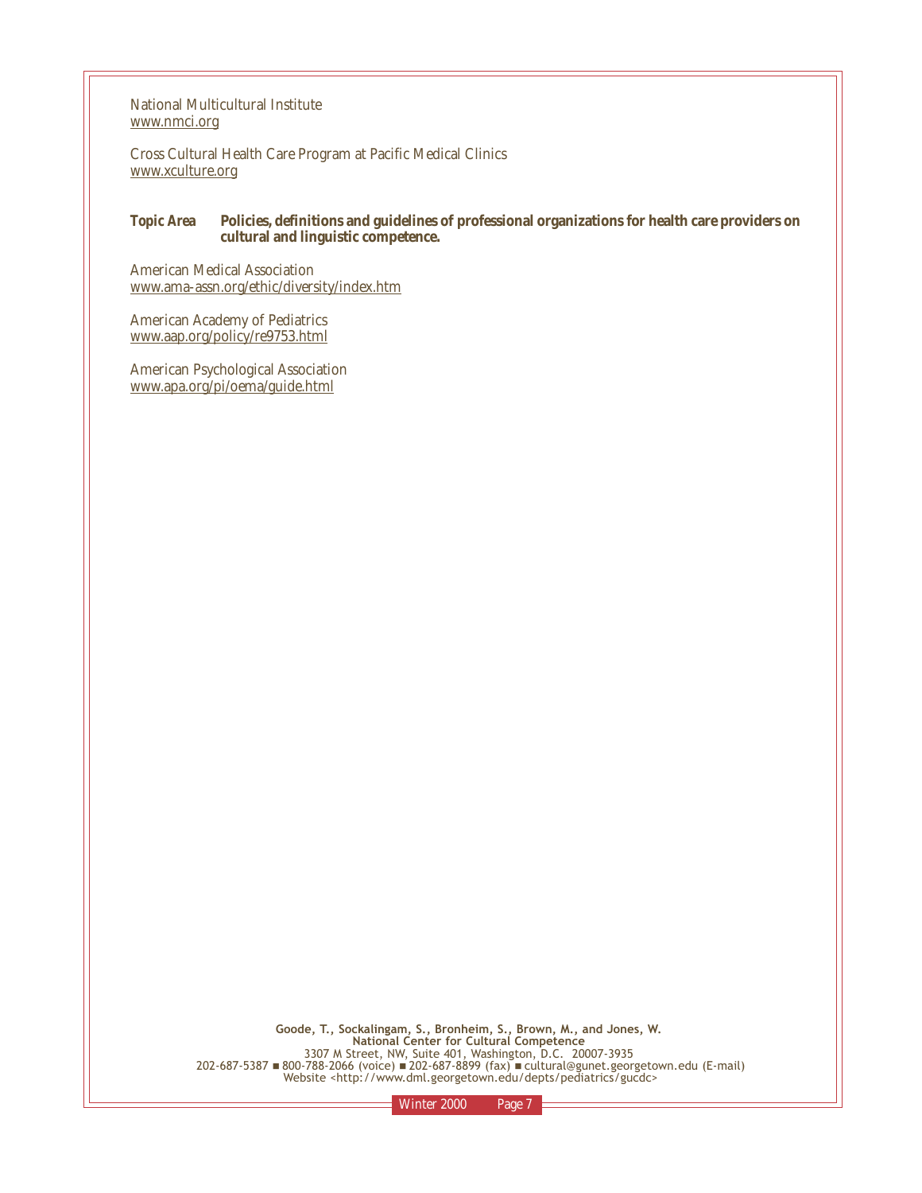National Multicultural Institute
www.nmci.org

Cross Cultural Health Care Program at Pacific Medical Clinics
www.xculture.org

**Topic Area** **Policies, definitions and guidelines of professional organizations for health care providers on cultural and linguistic competence.**

American Medical Association
www.ama-assn.org/ethic/diversity/index.htm

American Academy of Pediatrics
www.aap.org/policy/re9753.html

American Psychological Association
www.apa.org/pi/oema/guide.html

**Goode, T., Sockalingam, S., Bronheim, S., Brown, M., and Jones, W.**
**National Center for Cultural Competence**
3307 M Street, NW, Suite 401, Washington, D.C. 20007-3935
202-687-5387 ■ 800-788-2066 (voice) ■ 202-687-8899 (fax) ■ cultural@gunet.georgetown.edu (E-mail)
Website <http://www.dml.georgetown.edu/depts/pediatrics/gucdc>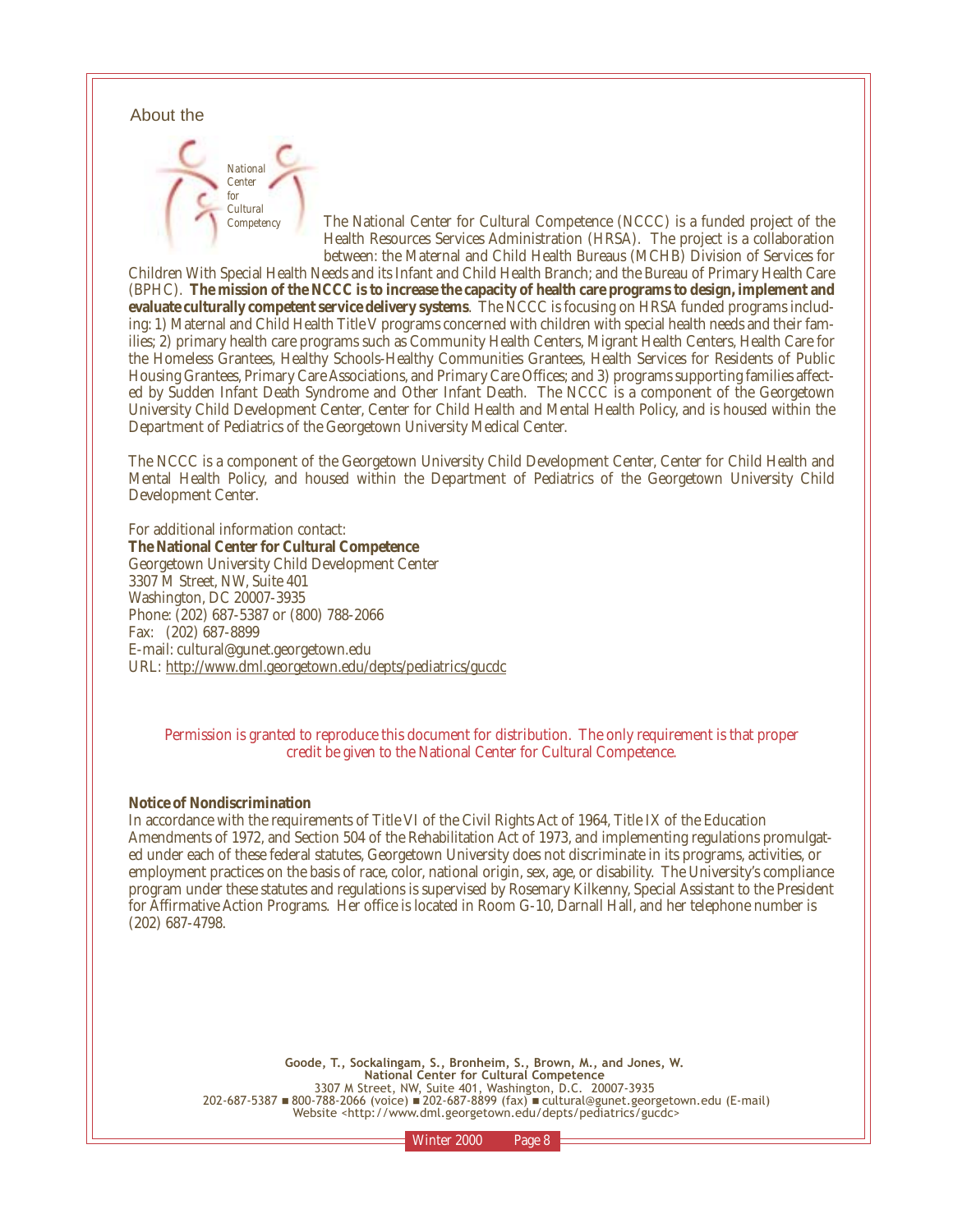## About the National Center for Cultural Competency

The National Center for Cultural Competence (NCCC) is a funded project of the Health Resources Services Administration (HRSA). The project is a collaboration between: the Maternal and Child Health Bureaus (MCHB) Division of Services for Children With Special Health Needs and its Infant and Child Health Branch; and the Bureau of Primary Health Care (BPHC). **The mission of the NCCC is to increase the capacity of health care programs to design, implement and evaluate culturally competent service delivery systems**. The NCCC is focusing on HRSA funded programs including: 1) Maternal and Child Health Title V programs concerned with children with special health needs and their families; 2) primary health care programs such as Community Health Centers, Migrant Health Centers, Health Care for the Homeless Grantees, Healthy Schools-Healthy Communities Grantees, Health Services for Residents of Public Housing Grantees, Primary Care Associations, and Primary Care Offices; and 3) programs supporting families affected by Sudden Infant Death Syndrome and Other Infant Death. The NCCC is a component of the Georgetown University Child Development Center, Center for Child Health and Mental Health Policy, and is housed within the Department of Pediatrics of the Georgetown University Medical Center.

The NCCC is a component of the Georgetown University Child Development Center, Center for Child Health and Mental Health Policy, and housed within the Department of Pediatrics of the Georgetown University Child Development Center.

For additional information contact:
**The National Center for Cultural Competence**
Georgetown University Child Development Center
3307 M Street, NW, Suite 401
Washington, DC 20007-3935
Phone: (202) 687-5387 or (800) 788-2066
Fax: (202) 687-8899
E-mail: cultural@gunet.georgetown.edu
URL: http://www.dml.georgetown.edu/depts/pediatrics/gucdc

Permission is granted to reproduce this document for distribution. The only requirement is that proper credit be given to the National Center for Cultural Competence.

**Notice of Nondiscrimination**
In accordance with the requirements of Title VI of the Civil Rights Act of 1964, Title IX of the Education Amendments of 1972, and Section 504 of the Rehabilitation Act of 1973, and implementing regulations promulgated under each of these federal statutes, Georgetown University does not discriminate in its programs, activities, or employment practices on the basis of race, color, national origin, sex, age, or disability. The University's compliance program under these statutes and regulations is supervised by Rosemary Kilkenny, Special Assistant to the President for Affirmative Action Programs. Her office is located in Room G-10, Darnall Hall, and her telephone number is (202) 687-4798.

**Goode, T., Sockalingam, S., Bronheim, S., Brown, M., and Jones, W.**
**National Center for Cultural Competence**
3307 M Street, NW, Suite 401, Washington, D.C. 20007-3935
202-687-5387 ■ 800-788-2066 (voice) ■ 202-687-8899 (fax) ■ cultural@gunet.georgetown.edu (E-mail)
Website <http://www.dml.georgetown.edu/depts/pediatrics/gucdc>